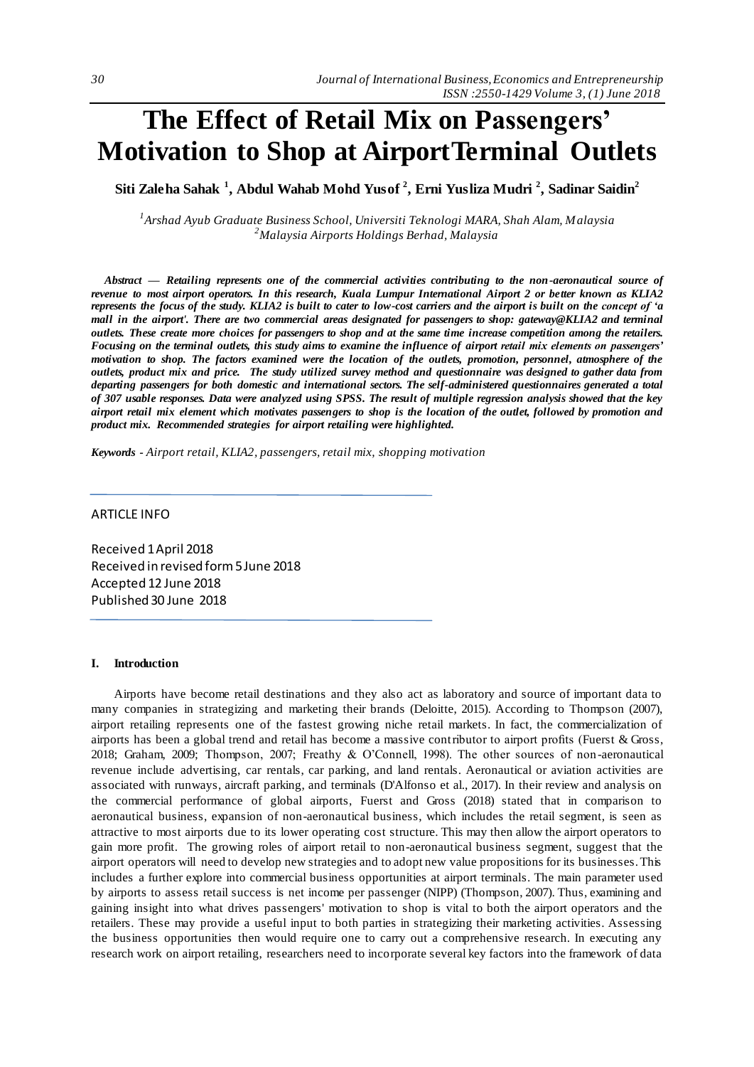# The Effect of Retail Mix on Passengers' Motivation to Shop at AirportTerminal Outlets

**Siti Zaleha Sahak [1], Abdul Wahab Mohd Yusof [2], Erni Yusliza Mudri [2], Sadinar Saidin[2]**

[1]*Arshad Ayub Graduate Business School, Universiti Teknologi MARA, Shah Alam, Malaysia*
[2]*Malaysia Airports Holdings Berhad, Malaysia*

***Abstract* — *Retailing represents one of the commercial activities contributing to the non-aeronautical source of revenue to most airport operators. In this research, Kuala Lumpur International Airport 2 or better known as KLIA2 represents the focus of the study. KLIA2 is built to cater to low-cost carriers and the airport is built on the concept of 'a mall in the airport'. There are two commercial areas designated for passengers to shop: gateway@KLIA2 and terminal outlets. These create more choices for passengers to shop and at the same time increase competition among the retailers. Focusing on the terminal outlets, this study aims to examine the influence of airport retail mix elements on passengers' motivation to shop. The factors examined were the location of the outlets, promotion, personnel, atmosphere of the outlets, product mix and price. The study utilized survey method and questionnaire was designed to gather data from departing passengers for both domestic and international sectors. The self-administered questionnaires generated a total of 307 usable responses. Data were analyzed using SPSS. The result of multiple regression analysis showed that the key airport retail mix element which motivates passengers to shop is the location of the outlet, followed by promotion and product mix. Recommended strategies for airport retailing were highlighted.***

***Keywords*** *- Airport retail, KLIA2, passengers, retail mix, shopping motivation*

ARTICLE INFO

Received 1 April 2018
Received in revised form 5 June 2018
Accepted 12 June 2018
Published 30 June 2018

## I. Introduction

Airports have become retail destinations and they also act as laboratory and source of important data to many companies in strategizing and marketing their brands (Deloitte, 2015). According to Thompson (2007), airport retailing represents one of the fastest growing niche retail markets. In fact, the commercialization of airports has been a global trend and retail has become a massive contributor to airport profits (Fuerst & Gross, 2018; Graham, 2009; Thompson, 2007; Freathy & O'Connell, 1998). The other sources of non-aeronautical revenue include advertising, car rentals, car parking, and land rentals. Aeronautical or aviation activities are associated with runways, aircraft parking, and terminals (D'Alfonso et al., 2017). In their review and analysis on the commercial performance of global airports, Fuerst and Gross (2018) stated that in comparison to aeronautical business, expansion of non-aeronautical business, which includes the retail segment, is seen as attractive to most airports due to its lower operating cost structure. This may then allow the airport operators to gain more profit. The growing roles of airport retail to non-aeronautical business segment, suggest that the airport operators will need to develop new strategies and to adopt new value propositions for its businesses. This includes a further explore into commercial business opportunities at airport terminals. The main parameter used by airports to assess retail success is net income per passenger (NIPP) (Thompson, 2007). Thus, examining and gaining insight into what drives passengers' motivation to shop is vital to both the airport operators and the retailers. These may provide a useful input to both parties in strategizing their marketing activities. Assessing the business opportunities then would require one to carry out a comprehensive research. In executing any research work on airport retailing, researchers need to incorporate several key factors into the framework of data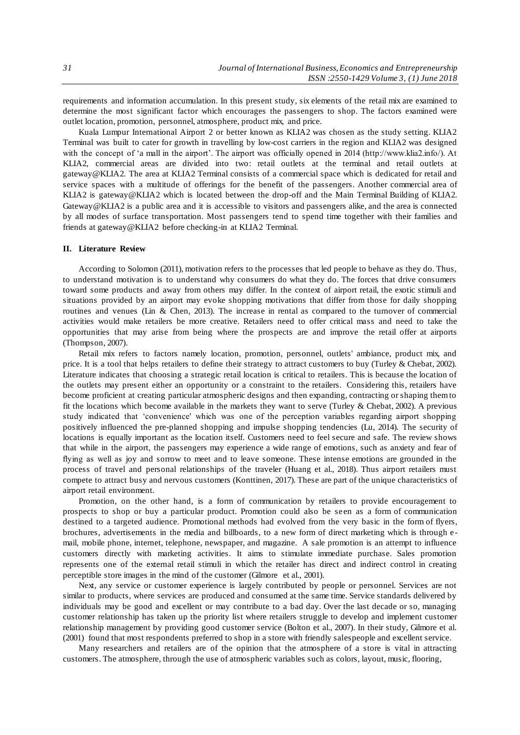requirements and information accumulation. In this present study, six elements of the retail mix are examined to determine the most significant factor which encourages the passengers to shop. The factors examined were outlet location, promotion, personnel, atmosphere, product mix, and price.

Kuala Lumpur International Airport 2 or better known as KLIA2 was chosen as the study setting. KLIA2 Terminal was built to cater for growth in travelling by low-cost carriers in the region and KLIA2 was designed with the concept of 'a mall in the airport'. The airport was officially opened in 2014 (http://www.klia2.info/). At KLIA2, commercial areas are divided into two: retail outlets at the terminal and retail outlets at gateway@KLIA2. The area at KLIA2 Terminal consists of a commercial space which is dedicated for retail and service spaces with a multitude of offerings for the benefit of the passengers. Another commercial area of KLIA2 is gateway@KLIA2 which is located between the drop-off and the Main Terminal Building of KLIA2. Gateway@KLIA2 is a public area and it is accessible to visitors and passengers alike, and the area is connected by all modes of surface transportation. Most passengers tend to spend time together with their families and friends at gateway@KLIA2 before checking-in at KLIA2 Terminal.

## II. Literature Review

According to Solomon (2011), motivation refers to the processes that led people to behave as they do. Thus, to understand motivation is to understand why consumers do what they do. The forces that drive consumers toward some products and away from others may differ. In the context of airport retail, the exotic stimuli and situations provided by an airport may evoke shopping motivations that differ from those for daily shopping routines and venues (Lin & Chen, 2013). The increase in rental as compared to the turnover of commercial activities would make retailers be more creative. Retailers need to offer critical mass and need to take the opportunities that may arise from being where the prospects are and improve the retail offer at airports (Thompson, 2007).

Retail mix refers to factors namely location, promotion, personnel, outlets' ambiance, product mix, and price. It is a tool that helps retailers to define their strategy to attract customers to buy (Turley & Chebat, 2002). Literature indicates that choosing a strategic retail location is critical to retailers. This is because the location of the outlets may present either an opportunity or a constraint to the retailers. Considering this, retailers have become proficient at creating particular atmospheric designs and then expanding, contracting or shaping them to fit the locations which become available in the markets they want to serve (Turley & Chebat, 2002). A previous study indicated that 'convenience' which was one of the perception variables regarding airport shopping positively influenced the pre-planned shopping and impulse shopping tendencies (Lu, 2014). The security of locations is equally important as the location itself. Customers need to feel secure and safe. The review shows that while in the airport, the passengers may experience a wide range of emotions, such as anxiety and fear of flying as well as joy and sorrow to meet and to leave someone. These intense emotions are grounded in the process of travel and personal relationships of the traveler (Huang et al., 2018). Thus airport retailers must compete to attract busy and nervous customers (Konttinen, 2017). These are part of the unique characteristics of airport retail environment.

Promotion, on the other hand, is a form of communication by retailers to provide encouragement to prospects to shop or buy a particular product. Promotion could also be seen as a form of communication destined to a targeted audience. Promotional methods had evolved from the very basic in the form of flyers, brochures, advertisements in the media and billboards, to a new form of direct marketing which is through e-mail, mobile phone, internet, telephone, newspaper, and magazine. A sale promotion is an attempt to influence customers directly with marketing activities. It aims to stimulate immediate purchase. Sales promotion represents one of the external retail stimuli in which the retailer has direct and indirect control in creating perceptible store images in the mind of the customer (Gilmore et al., 2001).

Next, any service or customer experience is largely contributed by people or personnel. Services are not similar to products, where services are produced and consumed at the same time. Service standards delivered by individuals may be good and excellent or may contribute to a bad day. Over the last decade or so, managing customer relationship has taken up the priority list where retailers struggle to develop and implement customer relationship management by providing good customer service (Bolton et al., 2007). In their study, Gilmore et al. (2001) found that most respondents preferred to shop in a store with friendly salespeople and excellent service.

Many researchers and retailers are of the opinion that the atmosphere of a store is vital in attracting customers. The atmosphere, through the use of atmospheric variables such as colors, layout, music, flooring,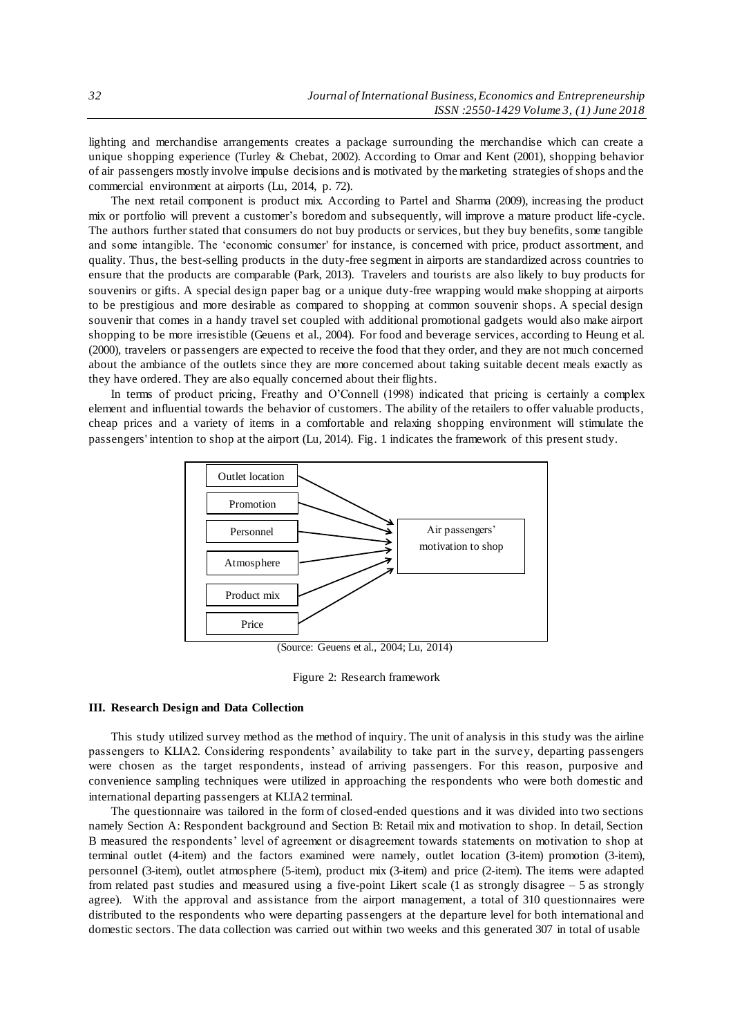lighting and merchandise arrangements creates a package surrounding the merchandise which can create a unique shopping experience (Turley & Chebat, 2002). According to Omar and Kent (2001), shopping behavior of air passengers mostly involve impulse decisions and is motivated by the marketing strategies of shops and the commercial environment at airports (Lu, 2014, p. 72).

The next retail component is product mix. According to Partel and Sharma (2009), increasing the product mix or portfolio will prevent a customer's boredom and subsequently, will improve a mature product life-cycle. The authors further stated that consumers do not buy products or services, but they buy benefits, some tangible and some intangible. The 'economic consumer' for instance, is concerned with price, product assortment, and quality. Thus, the best-selling products in the duty-free segment in airports are standardized across countries to ensure that the products are comparable (Park, 2013). Travelers and tourists are also likely to buy products for souvenirs or gifts. A special design paper bag or a unique duty-free wrapping would make shopping at airports to be prestigious and more desirable as compared to shopping at common souvenir shops. A special design souvenir that comes in a handy travel set coupled with additional promotional gadgets would also make airport shopping to be more irresistible (Geuens et al., 2004). For food and beverage services, according to Heung et al. (2000), travelers or passengers are expected to receive the food that they order, and they are not much concerned about the ambiance of the outlets since they are more concerned about taking suitable decent meals exactly as they have ordered. They are also equally concerned about their flights.

In terms of product pricing, Freathy and O'Connell (1998) indicated that pricing is certainly a complex element and influential towards the behavior of customers. The ability of the retailers to offer valuable products, cheap prices and a variety of items in a comfortable and relaxing shopping environment will stimulate the passengers' intention to shop at the airport (Lu, 2014). Fig. 1 indicates the framework of this present study.

Outlet location

Promotion

Personnel

Atmosphere

Product mix

Price

Air passengers' motivation to shop

(Source: Geuens et al., 2004; Lu, 2014)

Figure 2: Research framework

## III. Research Design and Data Collection

This study utilized survey method as the method of inquiry. The unit of analysis in this study was the airline passengers to KLIA2. Considering respondents' availability to take part in the survey, departing passengers were chosen as the target respondents, instead of arriving passengers. For this reason, purposive and convenience sampling techniques were utilized in approaching the respondents who were both domestic and international departing passengers at KLIA2 terminal.

The questionnaire was tailored in the form of closed-ended questions and it was divided into two sections namely Section A: Respondent background and Section B: Retail mix and motivation to shop. In detail, Section B measured the respondents' level of agreement or disagreement towards statements on motivation to shop at terminal outlet (4-item) and the factors examined were namely, outlet location (3-item) promotion (3-item), personnel (3-item), outlet atmosphere (5-item), product mix (3-item) and price (2-item). The items were adapted from related past studies and measured using a five-point Likert scale (1 as strongly disagree – 5 as strongly agree). With the approval and assistance from the airport management, a total of 310 questionnaires were distributed to the respondents who were departing passengers at the departure level for both international and domestic sectors. The data collection was carried out within two weeks and this generated 307 in total of usable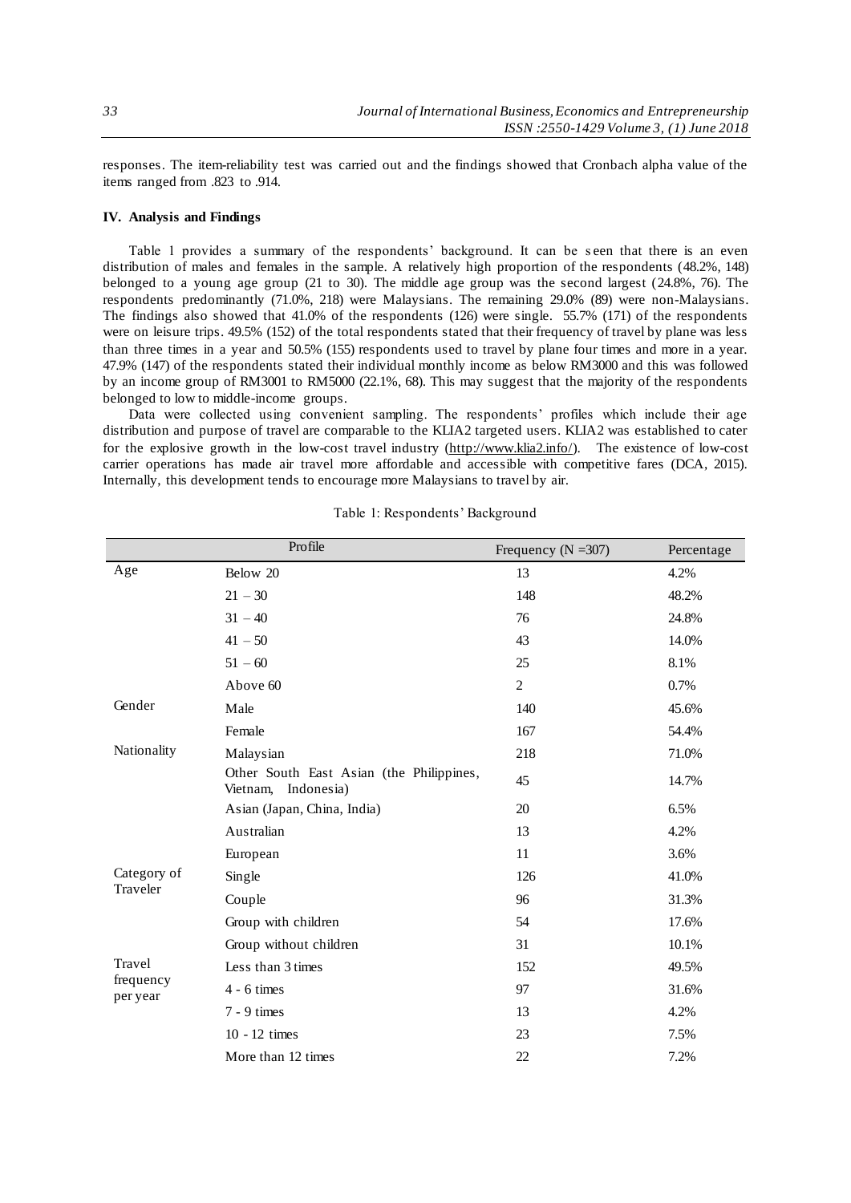responses. The item-reliability test was carried out and the findings showed that Cronbach alpha value of the items ranged from .823 to .914.

### IV. Analysis and Findings

Table 1 provides a summary of the respondents' background. It can be seen that there is an even distribution of males and females in the sample. A relatively high proportion of the respondents (48.2%, 148) belonged to a young age group (21 to 30). The middle age group was the second largest (24.8%, 76). The respondents predominantly (71.0%, 218) were Malaysians. The remaining 29.0% (89) were non-Malaysians. The findings also showed that 41.0% of the respondents (126) were single. 55.7% (171) of the respondents were on leisure trips. 49.5% (152) of the total respondents stated that their frequency of travel by plane was less than three times in a year and 50.5% (155) respondents used to travel by plane four times and more in a year. 47.9% (147) of the respondents stated their individual monthly income as below RM3000 and this was followed by an income group of RM3001 to RM5000 (22.1%, 68). This may suggest that the majority of the respondents belonged to low to middle-income groups.

Data were collected using convenient sampling. The respondents' profiles which include their age distribution and purpose of travel are comparable to the KLIA2 targeted users. KLIA2 was established to cater for the explosive growth in the low-cost travel industry (http://www.klia2.info/). The existence of low-cost carrier operations has made air travel more affordable and accessible with competitive fares (DCA, 2015). Internally, this development tends to encourage more Malaysians to travel by air.

Table 1: Respondents' Background

| Profile | | Frequency (N =307) | Percentage |
|---|---|---|---|
| Age | Below 20 | 13 | 4.2% |
| | 21 – 30 | 148 | 48.2% |
| | 31 – 40 | 76 | 24.8% |
| | 41 – 50 | 43 | 14.0% |
| | 51 – 60 | 25 | 8.1% |
| | Above 60 | 2 | 0.7% |
| Gender | Male | 140 | 45.6% |
| | Female | 167 | 54.4% |
| Nationality | Malaysian | 218 | 71.0% |
| | Other South East Asian (the Philippines, Vietnam, Indonesia) | 45 | 14.7% |
| | Asian (Japan, China, India) | 20 | 6.5% |
| | Australian | 13 | 4.2% |
| | European | 11 | 3.6% |
| Category of Traveler | Single | 126 | 41.0% |
| | Couple | 96 | 31.3% |
| | Group with children | 54 | 17.6% |
| | Group without children | 31 | 10.1% |
| Travel frequency per year | Less than 3 times | 152 | 49.5% |
| | 4 - 6 times | 97 | 31.6% |
| | 7 - 9 times | 13 | 4.2% |
| | 10 - 12 times | 23 | 7.5% |
| | More than 12 times | 22 | 7.2% |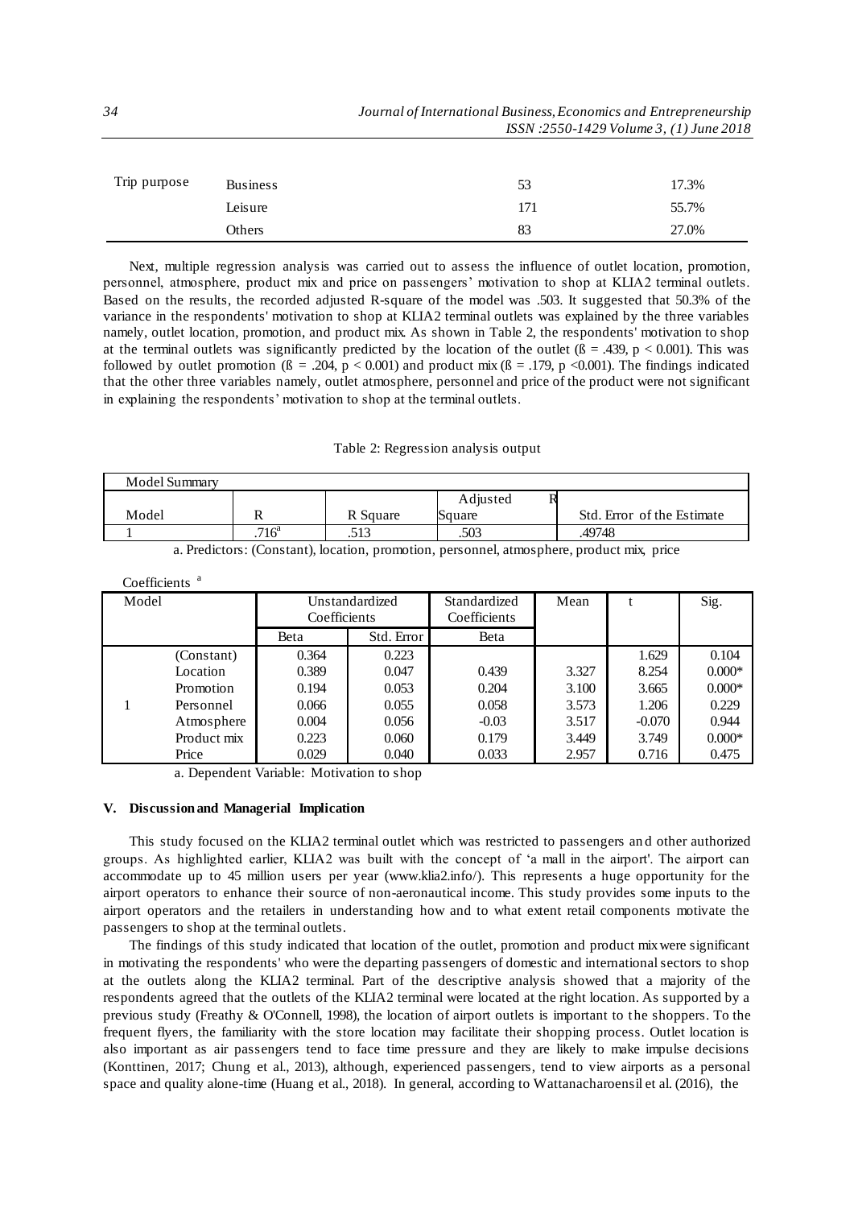| Trip purpose | Business | 53 | 17.3% |
|---|---|---|---|
| | Leisure | 171 | 55.7% |
| | Others | 83 | 27.0% |

Next, multiple regression analysis was carried out to assess the influence of outlet location, promotion, personnel, atmosphere, product mix and price on passengers' motivation to shop at KLIA2 terminal outlets. Based on the results, the recorded adjusted R-square of the model was .503. It suggested that 50.3% of the variance in the respondents' motivation to shop at KLIA2 terminal outlets was explained by the three variables namely, outlet location, promotion, and product mix. As shown in Table 2, the respondents' motivation to shop at the terminal outlets was significantly predicted by the location of the outlet ($ß = .439$, $p < 0.001$). This was followed by outlet promotion ($ß = .204$, $p < 0.001$) and product mix ($ß = .179$, $p < 0.001$). The findings indicated that the other three variables namely, outlet atmosphere, personnel and price of the product were not significant in explaining the respondents' motivation to shop at the terminal outlets.

Table 2: Regression analysis output

Model Summary

| Model | R | R Square | Adjusted R Square | Std. Error of the Estimate |
|---|---|---|---|---|
| 1 | .716[a] | .513 | .503 | .49748 |

a. Predictors: (Constant), location, promotion, personnel, atmosphere, product mix, price

Coefficients [a]

| Model | | Unstandardized Coefficients | | Standardized Coefficients | Mean | t | Sig. |
|---|---|---|---|---|---|---|---|
| | | Beta | Std. Error | Beta | | | |
| 1 | (Constant) | 0.364 | 0.223 | | | 1.629 | 0.104 |
| | Location | 0.389 | 0.047 | 0.439 | 3.327 | 8.254 | 0.000* |
| | Promotion | 0.194 | 0.053 | 0.204 | 3.100 | 3.665 | 0.000* |
| | Personnel | 0.066 | 0.055 | 0.058 | 3.573 | 1.206 | 0.229 |
| | Atmosphere | 0.004 | 0.056 | -0.03 | 3.517 | -0.070 | 0.944 |
| | Product mix | 0.223 | 0.060 | 0.179 | 3.449 | 3.749 | 0.000* |
| | Price | 0.029 | 0.040 | 0.033 | 2.957 | 0.716 | 0.475 |

a. Dependent Variable: Motivation to shop

## V. Discussion and Managerial Implication

This study focused on the KLIA2 terminal outlet which was restricted to passengers and other authorized groups. As highlighted earlier, KLIA2 was built with the concept of 'a mall in the airport'. The airport can accommodate up to 45 million users per year (www.klia2.info/). This represents a huge opportunity for the airport operators to enhance their source of non-aeronautical income. This study provides some inputs to the airport operators and the retailers in understanding how and to what extent retail components motivate the passengers to shop at the terminal outlets.

The findings of this study indicated that location of the outlet, promotion and product mix were significant in motivating the respondents' who were the departing passengers of domestic and international sectors to shop at the outlets along the KLIA2 terminal. Part of the descriptive analysis showed that a majority of the respondents agreed that the outlets of the KLIA2 terminal were located at the right location. As supported by a previous study (Freathy & O'Connell, 1998), the location of airport outlets is important to the shoppers. To the frequent flyers, the familiarity with the store location may facilitate their shopping process. Outlet location is also important as air passengers tend to face time pressure and they are likely to make impulse decisions (Konttinen, 2017; Chung et al., 2013), although, experienced passengers, tend to view airports as a personal space and quality alone-time (Huang et al., 2018). In general, according to Wattanacharoensil et al. (2016), the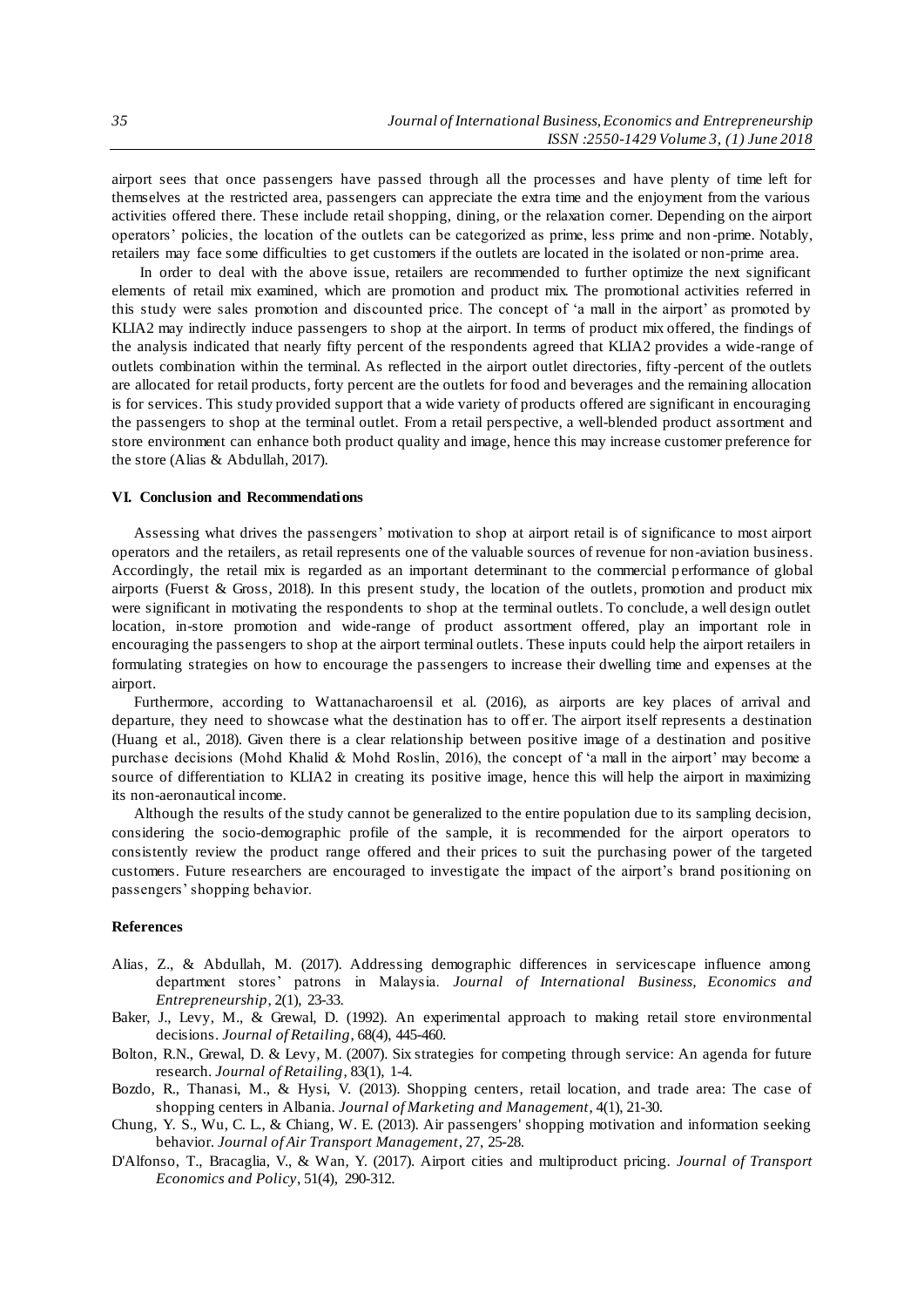airport sees that once passengers have passed through all the processes and have plenty of time left for themselves at the restricted area, passengers can appreciate the extra time and the enjoyment from the various activities offered there. These include retail shopping, dining, or the relaxation corner. Depending on the airport operators' policies, the location of the outlets can be categorized as prime, less prime and non-prime. Notably, retailers may face some difficulties to get customers if the outlets are located in the isolated or non-prime area.

In order to deal with the above issue, retailers are recommended to further optimize the next significant elements of retail mix examined, which are promotion and product mix. The promotional activities referred in this study were sales promotion and discounted price. The concept of 'a mall in the airport' as promoted by KLIA2 may indirectly induce passengers to shop at the airport. In terms of product mix offered, the findings of the analysis indicated that nearly fifty percent of the respondents agreed that KLIA2 provides a wide-range of outlets combination within the terminal. As reflected in the airport outlet directories, fifty-percent of the outlets are allocated for retail products, forty percent are the outlets for food and beverages and the remaining allocation is for services. This study provided support that a wide variety of products offered are significant in encouraging the passengers to shop at the terminal outlet. From a retail perspective, a well-blended product assortment and store environment can enhance both product quality and image, hence this may increase customer preference for the store (Alias & Abdullah, 2017).

## VI. Conclusion and Recommendations

Assessing what drives the passengers' motivation to shop at airport retail is of significance to most airport operators and the retailers, as retail represents one of the valuable sources of revenue for non-aviation business. Accordingly, the retail mix is regarded as an important determinant to the commercial performance of global airports (Fuerst & Gross, 2018). In this present study, the location of the outlets, promotion and product mix were significant in motivating the respondents to shop at the terminal outlets. To conclude, a well design outlet location, in-store promotion and wide-range of product assortment offered, play an important role in encouraging the passengers to shop at the airport terminal outlets. These inputs could help the airport retailers in formulating strategies on how to encourage the passengers to increase their dwelling time and expenses at the airport.

Furthermore, according to Wattanacharoensil et al. (2016), as airports are key places of arrival and departure, they need to showcase what the destination has to offer. The airport itself represents a destination (Huang et al., 2018). Given there is a clear relationship between positive image of a destination and positive purchase decisions (Mohd Khalid & Mohd Roslin, 2016), the concept of 'a mall in the airport' may become a source of differentiation to KLIA2 in creating its positive image, hence this will help the airport in maximizing its non-aeronautical income.

Although the results of the study cannot be generalized to the entire population due to its sampling decision, considering the socio-demographic profile of the sample, it is recommended for the airport operators to consistently review the product range offered and their prices to suit the purchasing power of the targeted customers. Future researchers are encouraged to investigate the impact of the airport's brand positioning on passengers' shopping behavior.

## References

Alias, Z., & Abdullah, M. (2017). Addressing demographic differences in servicescape influence among department stores' patrons in Malaysia. *Journal of International Business, Economics and Entrepreneurship*, 2(1), 23-33.

Baker, J., Levy, M., & Grewal, D. (1992). An experimental approach to making retail store environmental decisions. *Journal of Retailing*, 68(4), 445-460.

Bolton, R.N., Grewal, D. & Levy, M. (2007). Six strategies for competing through service: An agenda for future research. *Journal of Retailing*, 83(1), 1-4.

Bozdo, R., Thanasi, M., & Hysi, V. (2013). Shopping centers, retail location, and trade area: The case of shopping centers in Albania. *Journal of Marketing and Management*, 4(1), 21-30.

Chung, Y. S., Wu, C. L., & Chiang, W. E. (2013). Air passengers' shopping motivation and information seeking behavior. *Journal of Air Transport Management*, 27, 25-28.

D'Alfonso, T., Bracaglia, V., & Wan, Y. (2017). Airport cities and multiproduct pricing. *Journal of Transport Economics and Policy*, 51(4), 290-312.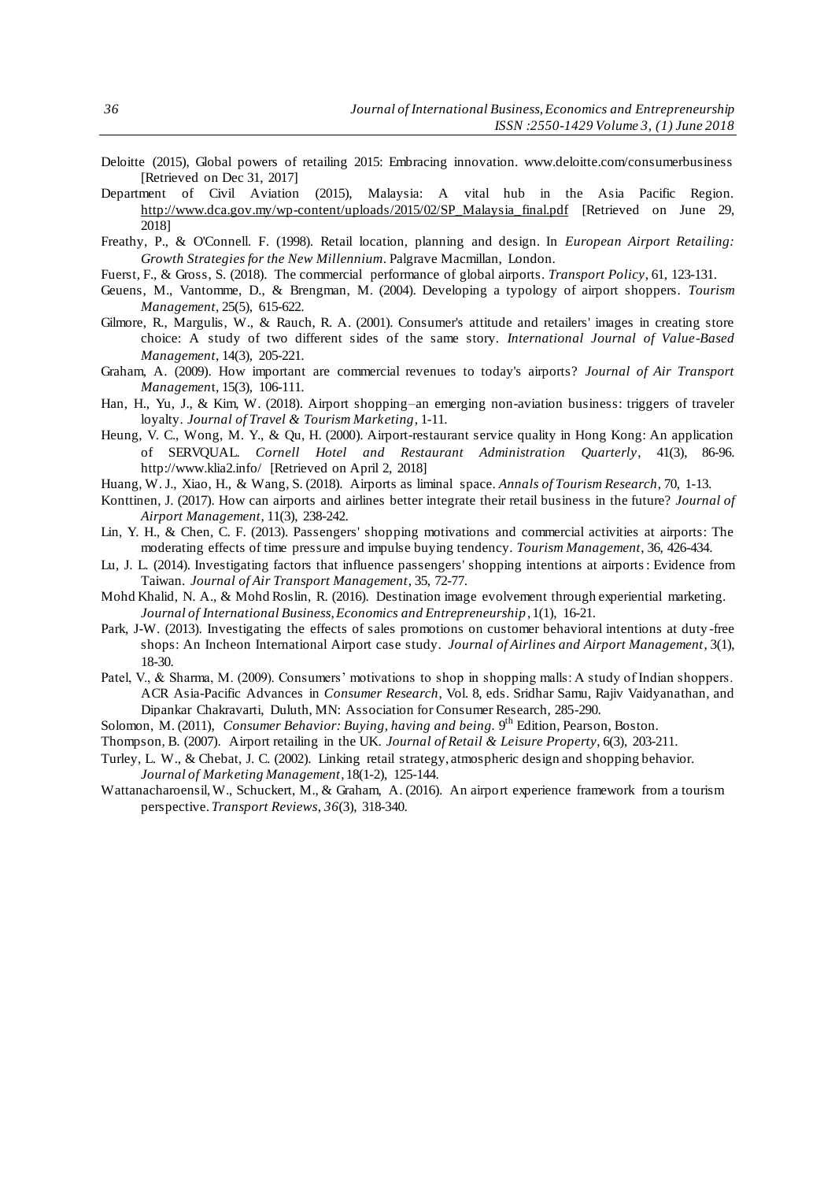Deloitte (2015), Global powers of retailing 2015: Embracing innovation. www.deloitte.com/consumerbusiness [Retrieved on Dec 31, 2017]

Department of Civil Aviation (2015), Malaysia: A vital hub in the Asia Pacific Region. http://www.dca.gov.my/wp-content/uploads/2015/02/SP_Malaysia_final.pdf [Retrieved on June 29, 2018]

Freathy, P., & O'Connell. F. (1998). Retail location, planning and design. In *European Airport Retailing: Growth Strategies for the New Millennium*. Palgrave Macmillan, London.

Fuerst, F., & Gross, S. (2018). The commercial performance of global airports. *Transport Policy*, 61, 123-131.

Geuens, M., Vantomme, D., & Brengman, M. (2004). Developing a typology of airport shoppers. *Tourism Management*, 25(5), 615-622.

Gilmore, R., Margulis, W., & Rauch, R. A. (2001). Consumer's attitude and retailers' images in creating store choice: A study of two different sides of the same story. *International Journal of Value-Based Management*, 14(3), 205-221.

Graham, A. (2009). How important are commercial revenues to today's airports? *Journal of Air Transport Management*, 15(3), 106-111.

Han, H., Yu, J., & Kim, W. (2018). Airport shopping–an emerging non-aviation business: triggers of traveler loyalty. *Journal of Travel & Tourism Marketing*, 1-11.

Heung, V. C., Wong, M. Y., & Qu, H. (2000). Airport-restaurant service quality in Hong Kong: An application of SERVQUAL. *Cornell Hotel and Restaurant Administration Quarterly*, 41(3), 86-96. http://www.klia2.info/ [Retrieved on April 2, 2018]

Huang, W. J., Xiao, H., & Wang, S. (2018). Airports as liminal space. *Annals of Tourism Research*, 70, 1-13.

Konttinen, J. (2017). How can airports and airlines better integrate their retail business in the future? *Journal of Airport Management*, 11(3), 238-242.

Lin, Y. H., & Chen, C. F. (2013). Passengers' shopping motivations and commercial activities at airports: The moderating effects of time pressure and impulse buying tendency. *Tourism Management*, 36, 426-434.

Lu, J. L. (2014). Investigating factors that influence passengers' shopping intentions at airports: Evidence from Taiwan. *Journal of Air Transport Management*, 35, 72-77.

Mohd Khalid, N. A., & Mohd Roslin, R. (2016). Destination image evolvement through experiential marketing. *Journal of International Business, Economics and Entrepreneurship*, 1(1), 16-21.

Park, J-W. (2013). Investigating the effects of sales promotions on customer behavioral intentions at duty-free shops: An Incheon International Airport case study. *Journal of Airlines and Airport Management*, 3(1), 18-30.

Patel, V., & Sharma, M. (2009). Consumers' motivations to shop in shopping malls: A study of Indian shoppers. ACR Asia-Pacific Advances in *Consumer Research*, Vol. 8, eds. Sridhar Samu, Rajiv Vaidyanathan, and Dipankar Chakravarti, Duluth, MN: Association for Consumer Research, 285-290.

Solomon, M. (2011), *Consumer Behavior: Buying, having and being.* 9th Edition, Pearson, Boston.

Thompson, B. (2007). Airport retailing in the UK. *Journal of Retail & Leisure Property*, 6(3), 203-211.

Turley, L. W., & Chebat, J. C. (2002). Linking retail strategy, atmospheric design and shopping behavior. *Journal of Marketing Management*, 18(1-2), 125-144.

Wattanacharoensil, W., Schuckert, M., & Graham, A. (2016). An airport experience framework from a tourism perspective. *Transport Reviews*, *36*(3), 318-340.